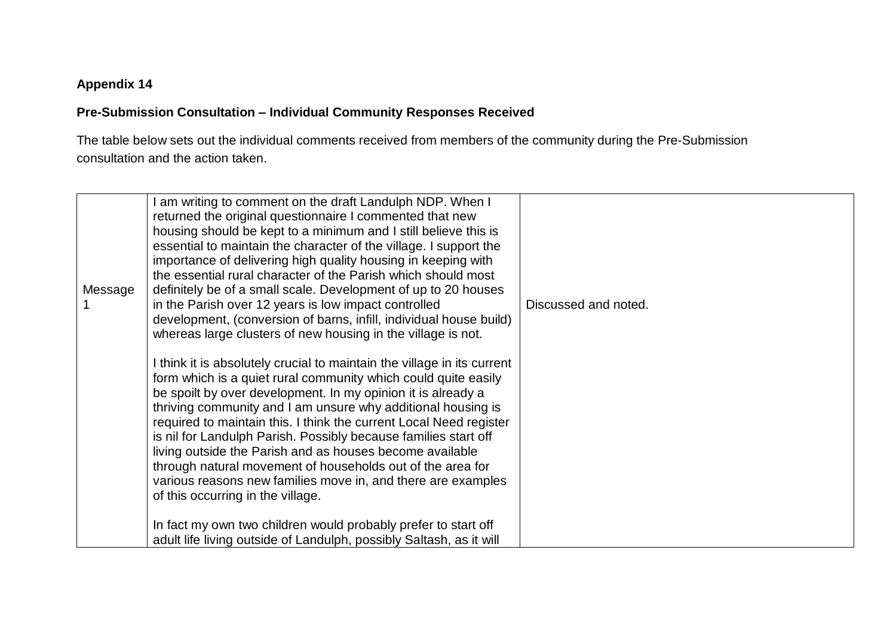**Appendix 14**

**Pre-Submission Consultation – Individual Community Responses Received**

The table below sets out the individual comments received from members of the community during the Pre-Submission consultation and the action taken.

| | | |
|---|---|---|
| Message 1 | I am writing to comment on the draft Landulph NDP. When I returned the original questionnaire I commented that new housing should be kept to a minimum and I still believe this is essential to maintain the character of the village. I support the importance of delivering high quality housing in keeping with the essential rural character of the Parish which should most definitely be of a small scale. Development of up to 20 houses in the Parish over 12 years is low impact controlled development, (conversion of barns, infill, individual house build) whereas large clusters of new housing in the village is not.<br><br>I think it is absolutely crucial to maintain the village in its current form which is a quiet rural community which could quite easily be spoilt by over development. In my opinion it is already a thriving community and I am unsure why additional housing is required to maintain this. I think the current Local Need register is nil for Landulph Parish. Possibly because families start off living outside the Parish and as houses become available through natural movement of households out of the area for various reasons new families move in, and there are examples of this occurring in the village.<br><br>In fact my own two children would probably prefer to start off adult life living outside of Landulph, possibly Saltash, as it will | Discussed and noted. |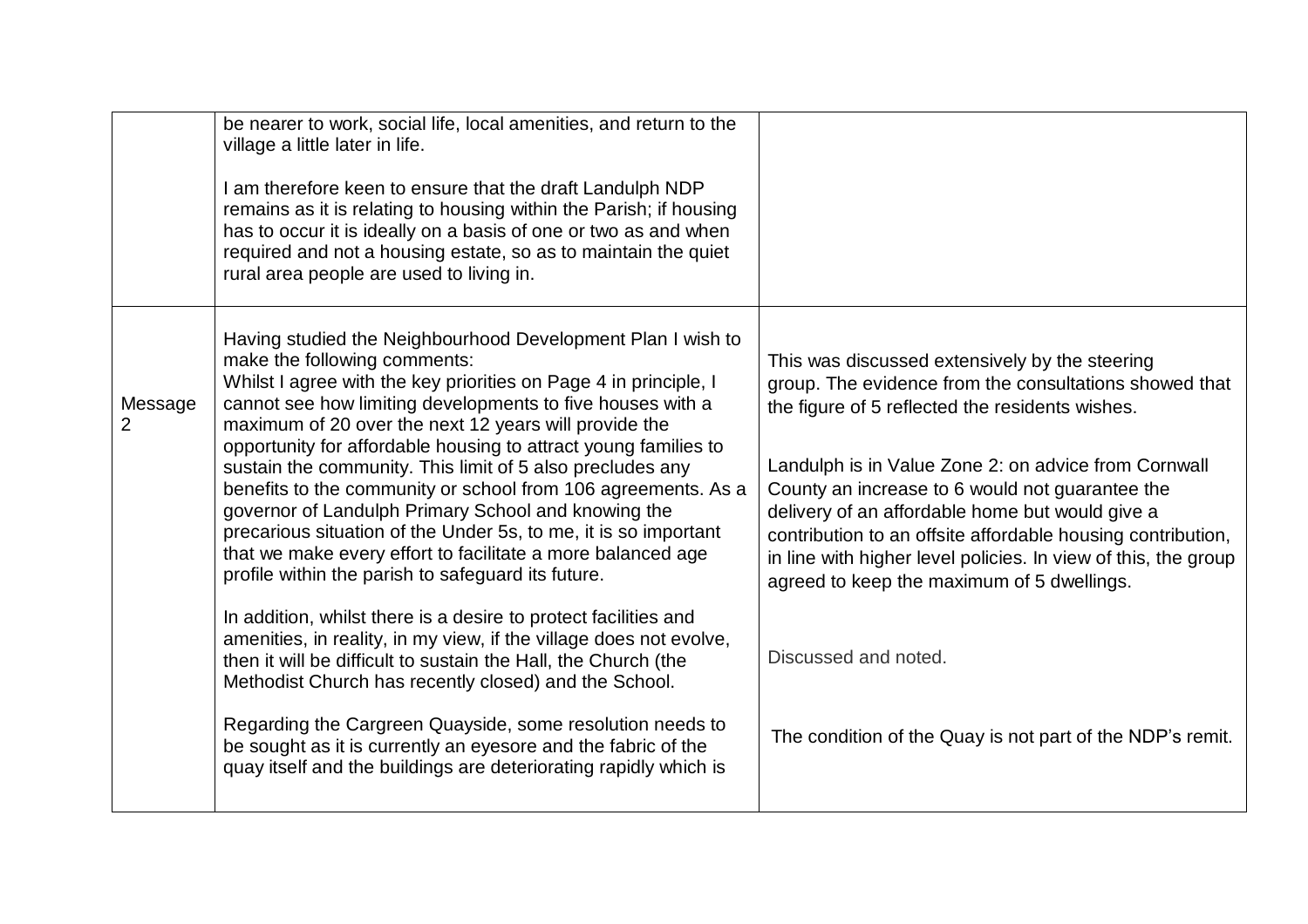| | | |
|---|---|---|
| | be nearer to work, social life, local amenities, and return to the village a little later in life.<br><br>I am therefore keen to ensure that the draft Landulph NDP remains as it is relating to housing within the Parish; if housing has to occur it is ideally on a basis of one or two as and when required and not a housing estate, so as to maintain the quiet rural area people are used to living in. | |
| Message 2 | Having studied the Neighbourhood Development Plan I wish to make the following comments:<br>Whilst I agree with the key priorities on Page 4 in principle, I cannot see how limiting developments to five houses with a maximum of 20 over the next 12 years will provide the opportunity for affordable housing to attract young families to sustain the community. This limit of 5 also precludes any benefits to the community or school from 106 agreements. As a governor of Landulph Primary School and knowing the precarious situation of the Under 5s, to me, it is so important that we make every effort to facilitate a more balanced age profile within the parish to safeguard its future.<br><br>In addition, whilst there is a desire to protect facilities and amenities, in reality, in my view, if the village does not evolve, then it will be difficult to sustain the Hall, the Church (the Methodist Church has recently closed) and the School.<br><br>Regarding the Cargreen Quayside, some resolution needs to be sought as it is currently an eyesore and the fabric of the quay itself and the buildings are deteriorating rapidly which is | This was discussed extensively by the steering group. The evidence from the consultations showed that the figure of 5 reflected the residents wishes.<br><br>Landulph is in Value Zone 2: on advice from Cornwall County an increase to 6 would not guarantee the delivery of an affordable home but would give a contribution to an offsite affordable housing contribution, in line with higher level policies. In view of this, the group agreed to keep the maximum of 5 dwellings.<br><br>Discussed and noted.<br><br>The condition of the Quay is not part of the NDP's remit. |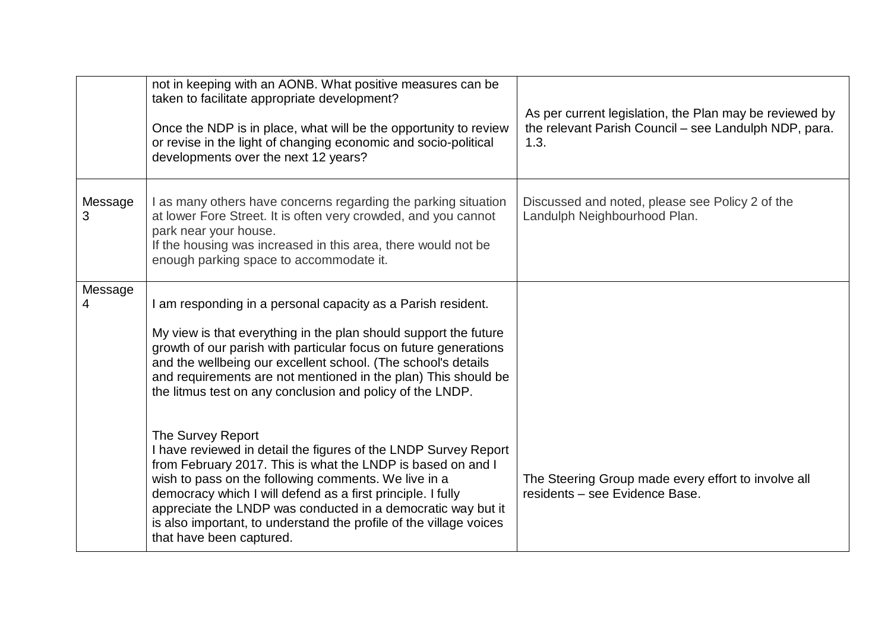| | | |
|---|---|---|
| | not in keeping with an AONB. What positive measures can be taken to facilitate appropriate development?<br><br>Once the NDP is in place, what will be the opportunity to review or revise in the light of changing economic and socio-political developments over the next 12 years? | As per current legislation, the Plan may be reviewed by the relevant Parish Council – see Landulph NDP, para. 1.3. |
| Message 3 | I as many others have concerns regarding the parking situation at lower Fore Street. It is often very crowded, and you cannot park near your house.<br>If the housing was increased in this area, there would not be enough parking space to accommodate it. | Discussed and noted, please see Policy 2 of the Landulph Neighbourhood Plan. |
| Message 4 | I am responding in a personal capacity as a Parish resident.<br><br>My view is that everything in the plan should support the future growth of our parish with particular focus on future generations and the wellbeing our excellent school. (The school's details and requirements are not mentioned in the plan) This should be the litmus test on any conclusion and policy of the LNDP.<br><br>The Survey Report<br>I have reviewed in detail the figures of the LNDP Survey Report from February 2017. This is what the LNDP is based on and I wish to pass on the following comments. We live in a democracy which I will defend as a first principle. I fully appreciate the LNDP was conducted in a democratic way but it is also important, to understand the profile of the village voices that have been captured. | The Steering Group made every effort to involve all residents – see Evidence Base. |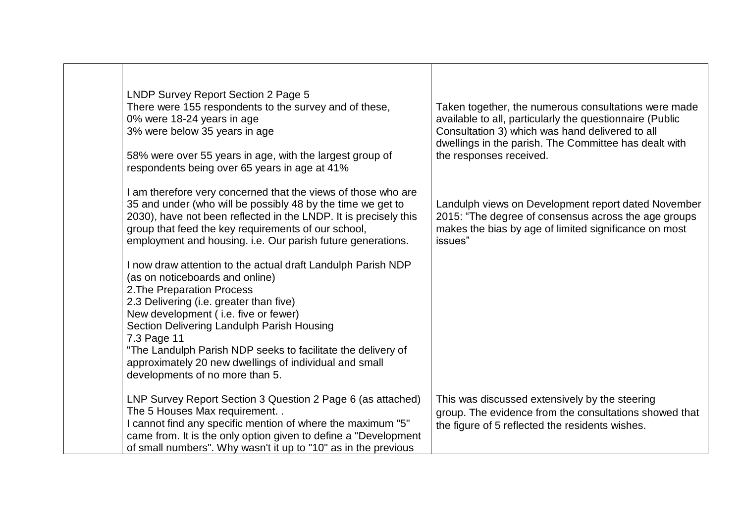| | | |
|---|---|---|
| | LNDP Survey Report Section 2 Page 5<br>There were 155 respondents to the survey and of these,<br>0% were 18-24 years in age<br>3% were below 35 years in age<br><br>58% were over 55 years in age, with the largest group of respondents being over 65 years in age at 41%<br><br>I am therefore very concerned that the views of those who are 35 and under (who will be possibly 48 by the time we get to 2030), have not been reflected in the LNDP. It is precisely this group that feed the key requirements of our school, employment and housing. i.e. Our parish future generations.<br><br>I now draw attention to the actual draft Landulph Parish NDP (as on noticeboards and online)<br>2.The Preparation Process<br>2.3 Delivering (i.e. greater than five)<br>New development ( i.e. five or fewer)<br>Section Delivering Landulph Parish Housing<br>7.3 Page 11<br>"The Landulph Parish NDP seeks to facilitate the delivery of approximately 20 new dwellings of individual and small developments of no more than 5.<br><br>LNP Survey Report Section 3 Question 2 Page 6 (as attached)<br>The 5 Houses Max requirement. .<br>I cannot find any specific mention of where the maximum "5" came from. It is the only option given to define a "Development of small numbers". Why wasn't it up to "10" as in the previous | Taken together, the numerous consultations were made available to all, particularly the questionnaire (Public Consultation 3) which was hand delivered to all dwellings in the parish. The Committee has dealt with the responses received.<br><br>Landulph views on Development report dated November 2015: "The degree of consensus across the age groups makes the bias by age of limited significance on most issues"<br><br>This was discussed extensively by the steering group. The evidence from the consultations showed that the figure of 5 reflected the residents wishes. |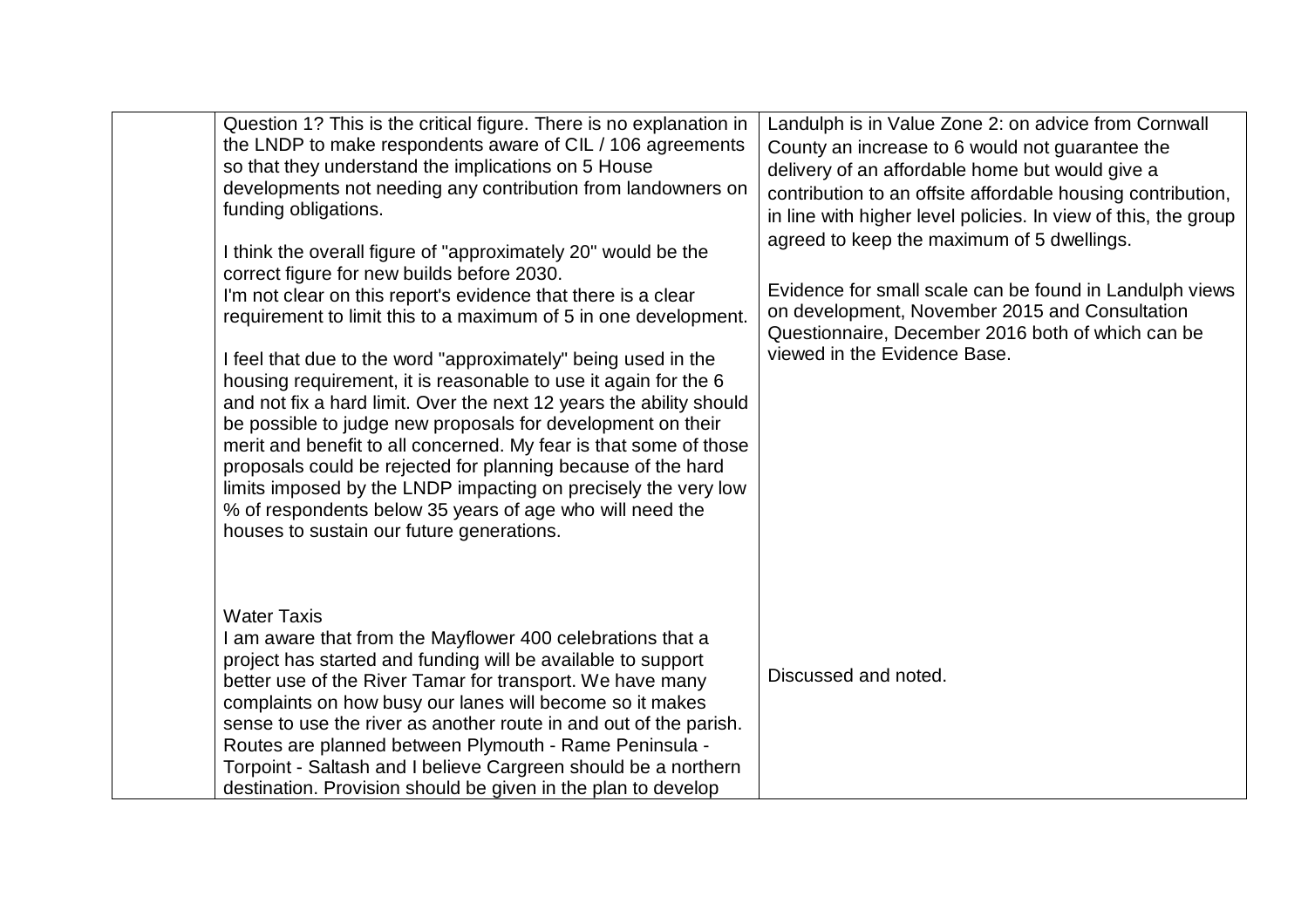|  |  |  |
| --- | --- | --- |
|  | Question 1? This is the critical figure. There is no explanation in the LNDP to make respondents aware of CIL / 106 agreements so that they understand the implications on 5 House developments not needing any contribution from landowners on funding obligations.<br><br>I think the overall figure of "approximately 20" would be the correct figure for new builds before 2030.<br>I'm not clear on this report's evidence that there is a clear requirement to limit this to a maximum of 5 in one development.<br><br>I feel that due to the word "approximately" being used in the housing requirement, it is reasonable to use it again for the 6 and not fix a hard limit. Over the next 12 years the ability should be possible to judge new proposals for development on their merit and benefit to all concerned. My fear is that some of those proposals could be rejected for planning because of the hard limits imposed by the LNDP impacting on precisely the very low % of respondents below 35 years of age who will need the houses to sustain our future generations. | Landulph is in Value Zone 2: on advice from Cornwall County an increase to 6 would not guarantee the delivery of an affordable home but would give a contribution to an offsite affordable housing contribution, in line with higher level policies. In view of this, the group agreed to keep the maximum of 5 dwellings.<br><br>Evidence for small scale can be found in Landulph views on development, November 2015 and Consultation Questionnaire, December 2016 both of which can be viewed in the Evidence Base. |
|  | Water Taxis<br>I am aware that from the Mayflower 400 celebrations that a project has started and funding will be available to support better use of the River Tamar for transport. We have many complaints on how busy our lanes will become so it makes sense to use the river as another route in and out of the parish. Routes are planned between Plymouth - Rame Peninsula - Torpoint - Saltash and I believe Cargreen should be a northern destination. Provision should be given in the plan to develop | Discussed and noted. |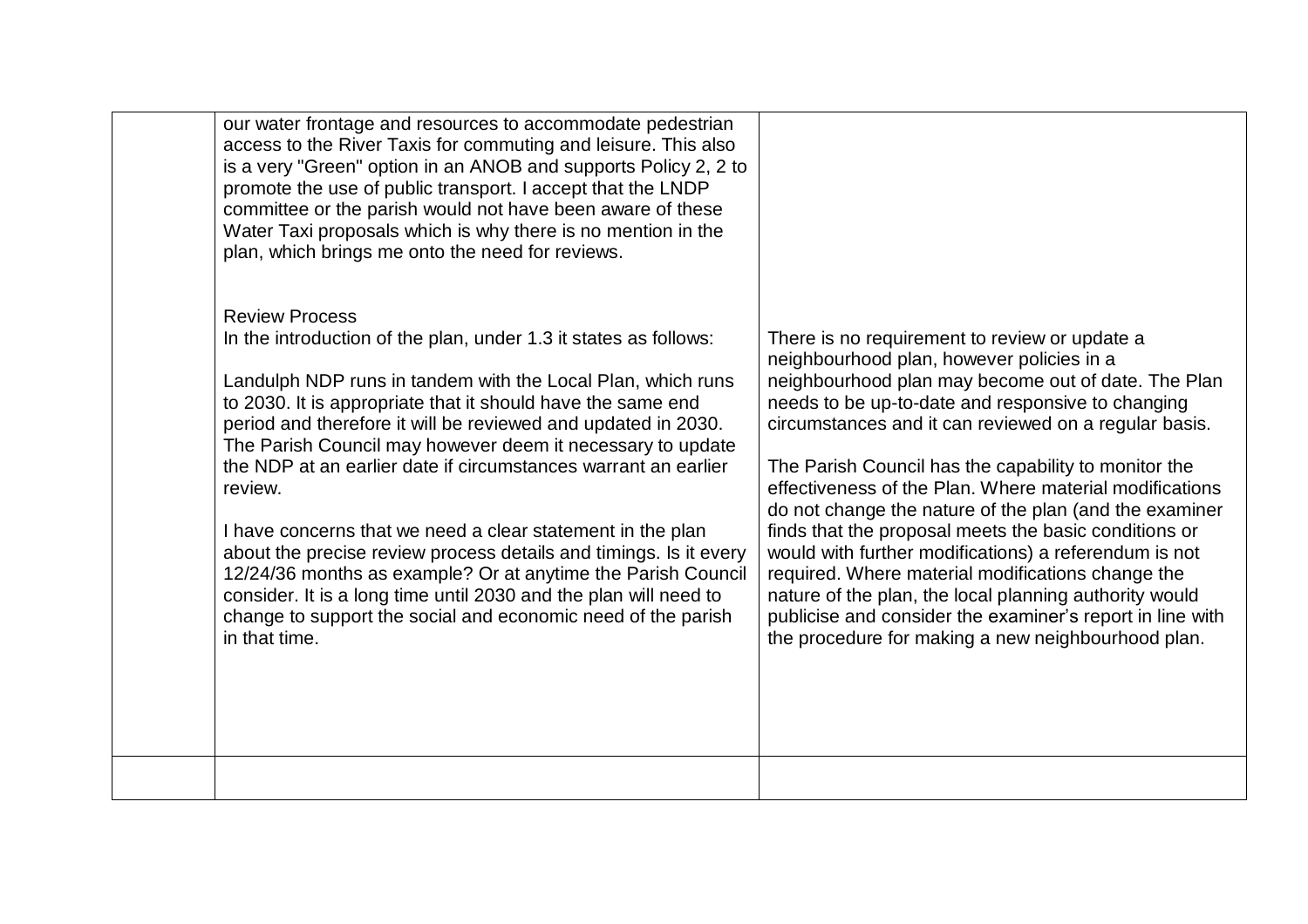| | | |
|---|---|---|
| | our water frontage and resources to accommodate pedestrian access to the River Taxis for commuting and leisure. This also is a very "Green" option in an ANOB and supports Policy 2, 2 to promote the use of public transport. I accept that the LNDP committee or the parish would not have been aware of these Water Taxi proposals which is why there is no mention in the plan, which brings me onto the need for reviews.<br><br>Review Process<br>In the introduction of the plan, under 1.3 it states as follows:<br><br>Landulph NDP runs in tandem with the Local Plan, which runs to 2030. It is appropriate that it should have the same end period and therefore it will be reviewed and updated in 2030. The Parish Council may however deem it necessary to update the NDP at an earlier date if circumstances warrant an earlier review.<br><br>I have concerns that we need a clear statement in the plan about the precise review process details and timings. Is it every 12/24/36 months as example? Or at anytime the Parish Council consider. It is a long time until 2030 and the plan will need to change to support the social and economic need of the parish in that time. | There is no requirement to review or update a neighbourhood plan, however policies in a neighbourhood plan may become out of date. The Plan needs to be up-to-date and responsive to changing circumstances and it can reviewed on a regular basis.<br><br>The Parish Council has the capability to monitor the effectiveness of the Plan. Where material modifications do not change the nature of the plan (and the examiner finds that the proposal meets the basic conditions or would with further modifications) a referendum is not required. Where material modifications change the nature of the plan, the local planning authority would publicise and consider the examiner's report in line with the procedure for making a new neighbourhood plan. |
| | | |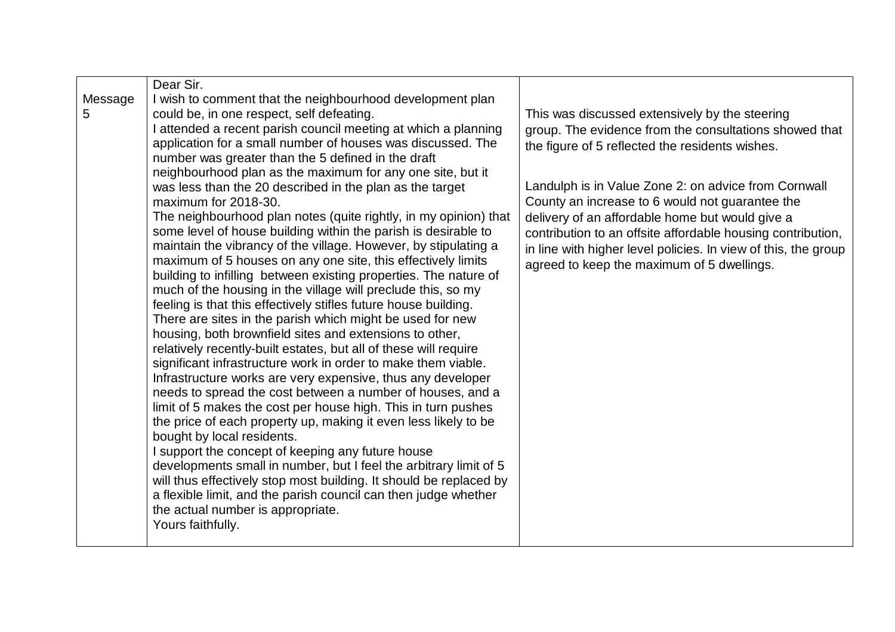| Message 5 | Dear Sir.<br>I wish to comment that the neighbourhood development plan could be, in one respect, self defeating.<br>I attended a recent parish council meeting at which a planning application for a small number of houses was discussed. The number was greater than the 5 defined in the draft neighbourhood plan as the maximum for any one site, but it was less than the 20 described in the plan as the target maximum for 2018-30.<br>The neighbourhood plan notes (quite rightly, in my opinion) that some level of house building within the parish is desirable to maintain the vibrancy of the village. However, by stipulating a maximum of 5 houses on any one site, this effectively limits building to infilling between existing properties. The nature of much of the housing in the village will preclude this, so my feeling is that this effectively stifles future house building.<br>There are sites in the parish which might be used for new housing, both brownfield sites and extensions to other, relatively recently-built estates, but all of these will require significant infrastructure work in order to make them viable. Infrastructure works are very expensive, thus any developer needs to spread the cost between a number of houses, and a limit of 5 makes the cost per house high. This in turn pushes the price of each property up, making it even less likely to be bought by local residents.<br>I support the concept of keeping any future house developments small in number, but I feel the arbitrary limit of 5 will thus effectively stop most building. It should be replaced by a flexible limit, and the parish council can then judge whether the actual number is appropriate.<br>Yours faithfully. | This was discussed extensively by the steering group. The evidence from the consultations showed that the figure of 5 reflected the residents wishes.<br><br>Landulph is in Value Zone 2: on advice from Cornwall County an increase to 6 would not guarantee the delivery of an affordable home but would give a contribution to an offsite affordable housing contribution, in line with higher level policies. In view of this, the group agreed to keep the maximum of 5 dwellings. |
|---|---|---|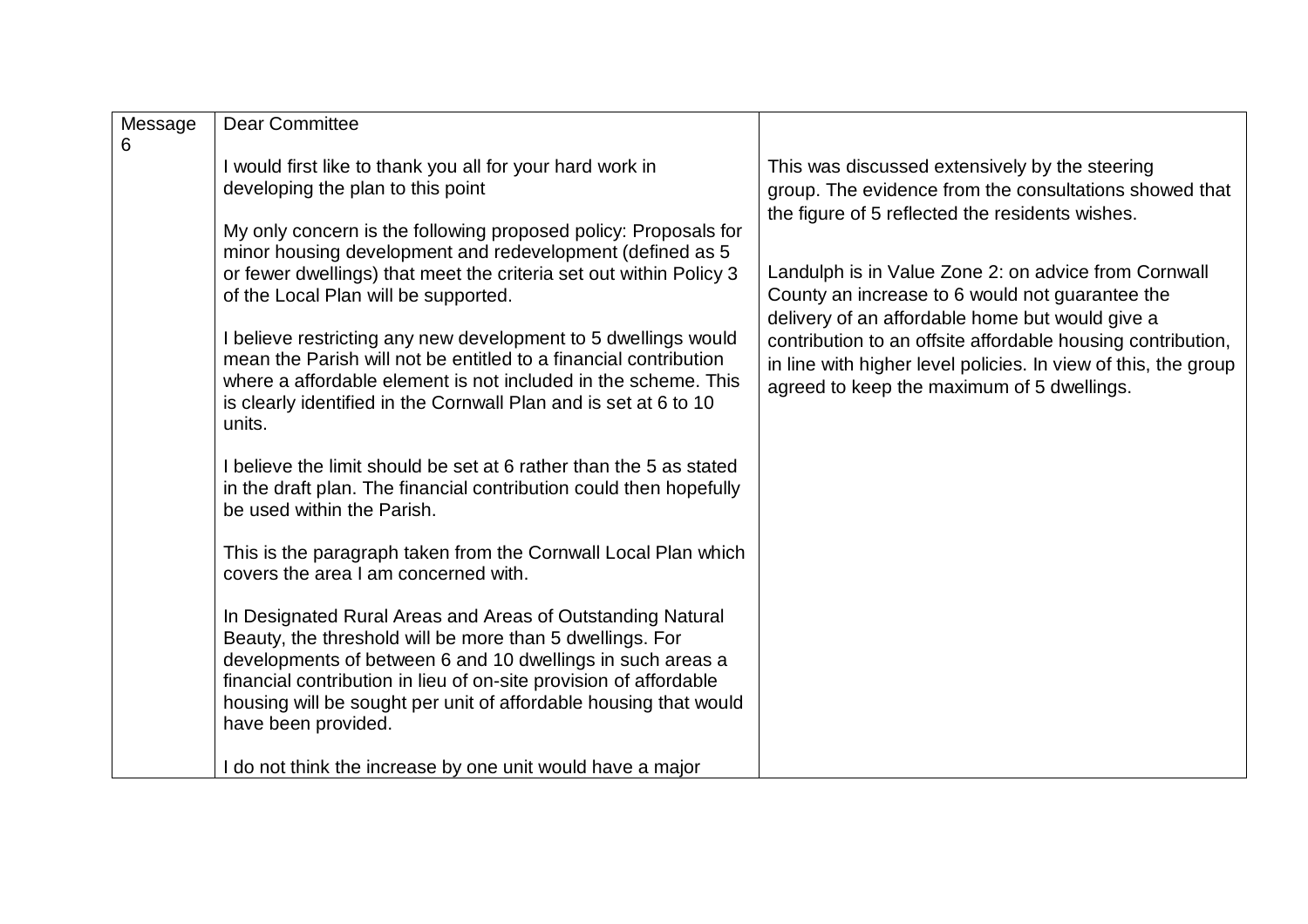| Message 6 | Dear Committee<br><br>I would first like to thank you all for your hard work in developing the plan to this point<br><br>My only concern is the following proposed policy: Proposals for minor housing development and redevelopment (defined as 5 or fewer dwellings) that meet the criteria set out within Policy 3 of the Local Plan will be supported.<br><br>I believe restricting any new development to 5 dwellings would mean the Parish will not be entitled to a financial contribution where a affordable element is not included in the scheme. This is clearly identified in the Cornwall Plan and is set at 6 to 10 units.<br><br>I believe the limit should be set at 6 rather than the 5 as stated in the draft plan. The financial contribution could then hopefully be used within the Parish.<br><br>This is the paragraph taken from the Cornwall Local Plan which covers the area I am concerned with.<br><br>In Designated Rural Areas and Areas of Outstanding Natural Beauty, the threshold will be more than 5 dwellings. For developments of between 6 and 10 dwellings in such areas a financial contribution in lieu of on-site provision of affordable housing will be sought per unit of affordable housing that would have been provided.<br><br>I do not think the increase by one unit would have a major | This was discussed extensively by the steering group. The evidence from the consultations showed that the figure of 5 reflected the residents wishes.<br><br>Landulph is in Value Zone 2: on advice from Cornwall County an increase to 6 would not guarantee the delivery of an affordable home but would give a contribution to an offsite affordable housing contribution, in line with higher level policies. In view of this, the group agreed to keep the maximum of 5 dwellings. |
|---|---|---|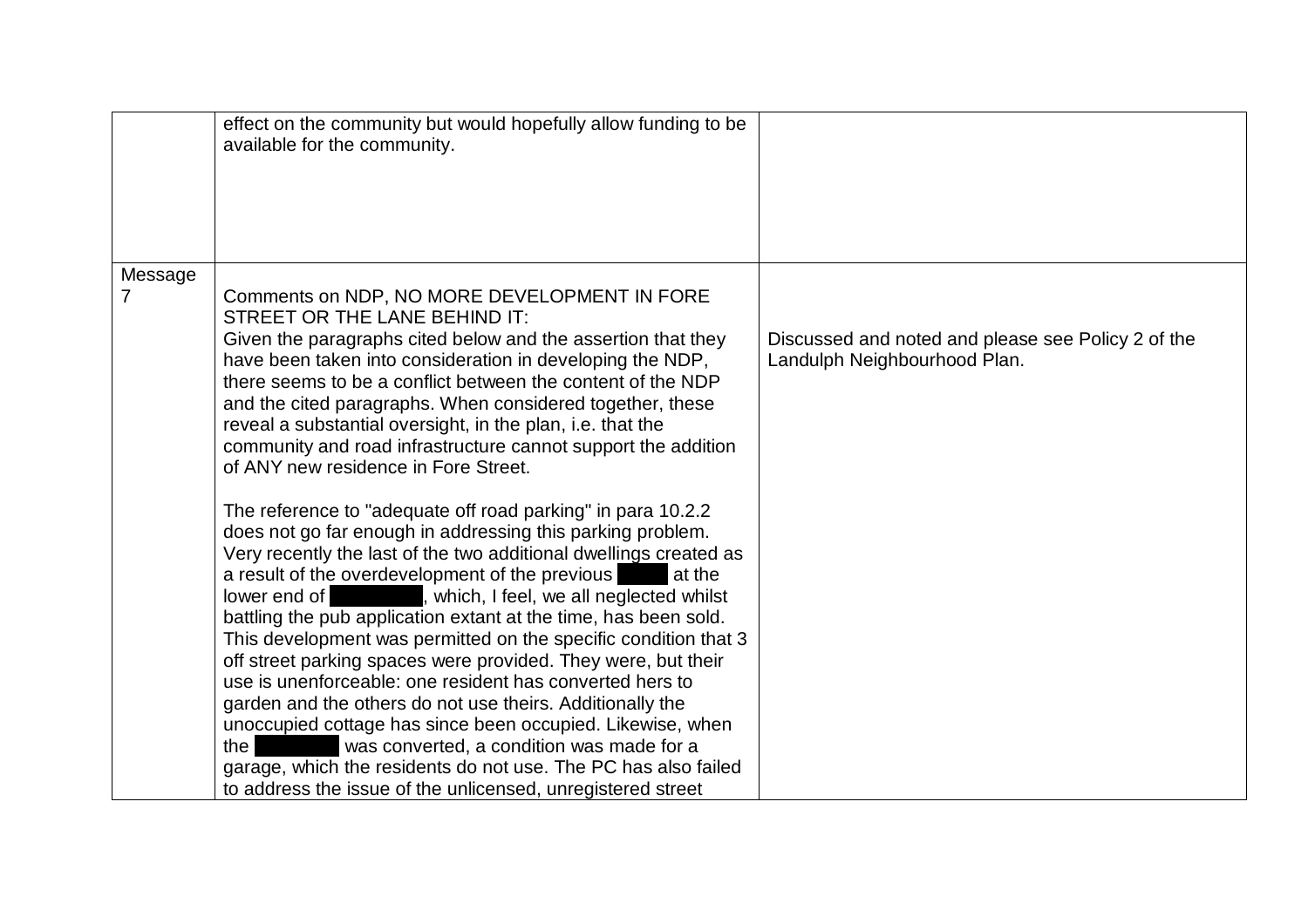| | | |
|---|---|---|
| | effect on the community but would hopefully allow funding to be available for the community. | |
| Message 7 | Comments on NDP, NO MORE DEVELOPMENT IN FORE STREET OR THE LANE BEHIND IT:<br>Given the paragraphs cited below and the assertion that they have been taken into consideration in developing the NDP, there seems to be a conflict between the content of the NDP and the cited paragraphs. When considered together, these reveal a substantial oversight, in the plan, i.e. that the community and road infrastructure cannot support the addition of ANY new residence in Fore Street.<br><br>The reference to "adequate off road parking" in para 10.2.2 does not go far enough in addressing this parking problem. Very recently the last of the two additional dwellings created as a result of the overdevelopment of the previous ████ at the lower end of ████████, which, I feel, we all neglected whilst battling the pub application extant at the time, has been sold. This development was permitted on the specific condition that 3 off street parking spaces were provided. They were, but their use is unenforceable: one resident has converted hers to garden and the others do not use theirs. Additionally the unoccupied cottage has since been occupied. Likewise, when the ████████ was converted, a condition was made for a garage, which the residents do not use. The PC has also failed to address the issue of the unlicensed, unregistered street | Discussed and noted and please see Policy 2 of the Landulph Neighbourhood Plan. |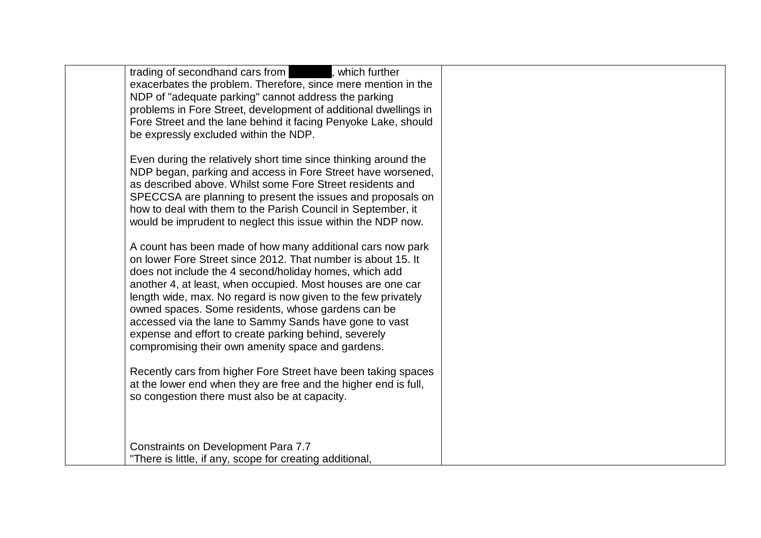|  |  |  |
|---|---|---|
|  | trading of secondhand cars from ██████, which further exacerbates the problem. Therefore, since mere mention in the NDP of "adequate parking" cannot address the parking problems in Fore Street, development of additional dwellings in Fore Street and the lane behind it facing Penyoke Lake, should be expressly excluded within the NDP.<br><br>Even during the relatively short time since thinking around the NDP began, parking and access in Fore Street have worsened, as described above. Whilst some Fore Street residents and SPECCSA are planning to present the issues and proposals on how to deal with them to the Parish Council in September, it would be imprudent to neglect this issue within the NDP now.<br><br>A count has been made of how many additional cars now park on lower Fore Street since 2012. That number is about 15. It does not include the 4 second/holiday homes, which add another 4, at least, when occupied. Most houses are one car length wide, max. No regard is now given to the few privately owned spaces. Some residents, whose gardens can be accessed via the lane to Sammy Sands have gone to vast expense and effort to create parking behind, severely compromising their own amenity space and gardens.<br><br>Recently cars from higher Fore Street have been taking spaces at the lower end when they are free and the higher end is full, so congestion there must also be at capacity.<br><br><br><br>Constraints on Development Para 7.7<br>"There is little, if any, scope for creating additional, |  |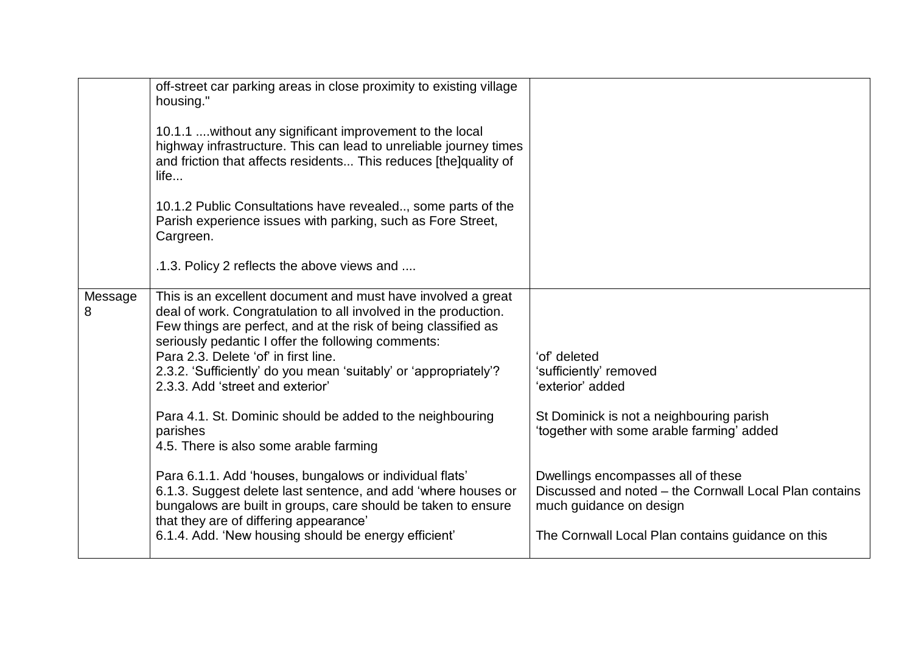| | | |
|---|---|---|
| | off-street car parking areas in close proximity to existing village housing."<br><br>10.1.1 ....without any significant improvement to the local highway infrastructure. This can lead to unreliable journey times and friction that affects residents... This reduces [the]quality of life...<br><br>10.1.2 Public Consultations have revealed.., some parts of the Parish experience issues with parking, such as Fore Street, Cargreen.<br><br>.1.3. Policy 2 reflects the above views and .... | |
| Message 8 | This is an excellent document and must have involved a great deal of work. Congratulation to all involved in the production. Few things are perfect, and at the risk of being classified as seriously pedantic I offer the following comments:<br>Para 2.3. Delete 'of' in first line.<br>2.3.2. 'Sufficiently' do you mean 'suitably' or 'appropriately'?<br>2.3.3. Add 'street and exterior'<br><br>Para 4.1. St. Dominic should be added to the neighbouring parishes<br>4.5. There is also some arable farming<br><br>Para 6.1.1. Add 'houses, bungalows or individual flats'<br>6.1.3. Suggest delete last sentence, and add 'where houses or bungalows are built in groups, care should be taken to ensure that they are of differing appearance'<br>6.1.4. Add. 'New housing should be energy efficient' | 'of' deleted<br>'sufficiently' removed<br>'exterior' added<br><br>St Dominick is not a neighbouring parish<br>'together with some arable farming' added<br><br>Dwellings encompasses all of these<br>Discussed and noted – the Cornwall Local Plan contains much guidance on design<br><br>The Cornwall Local Plan contains guidance on this |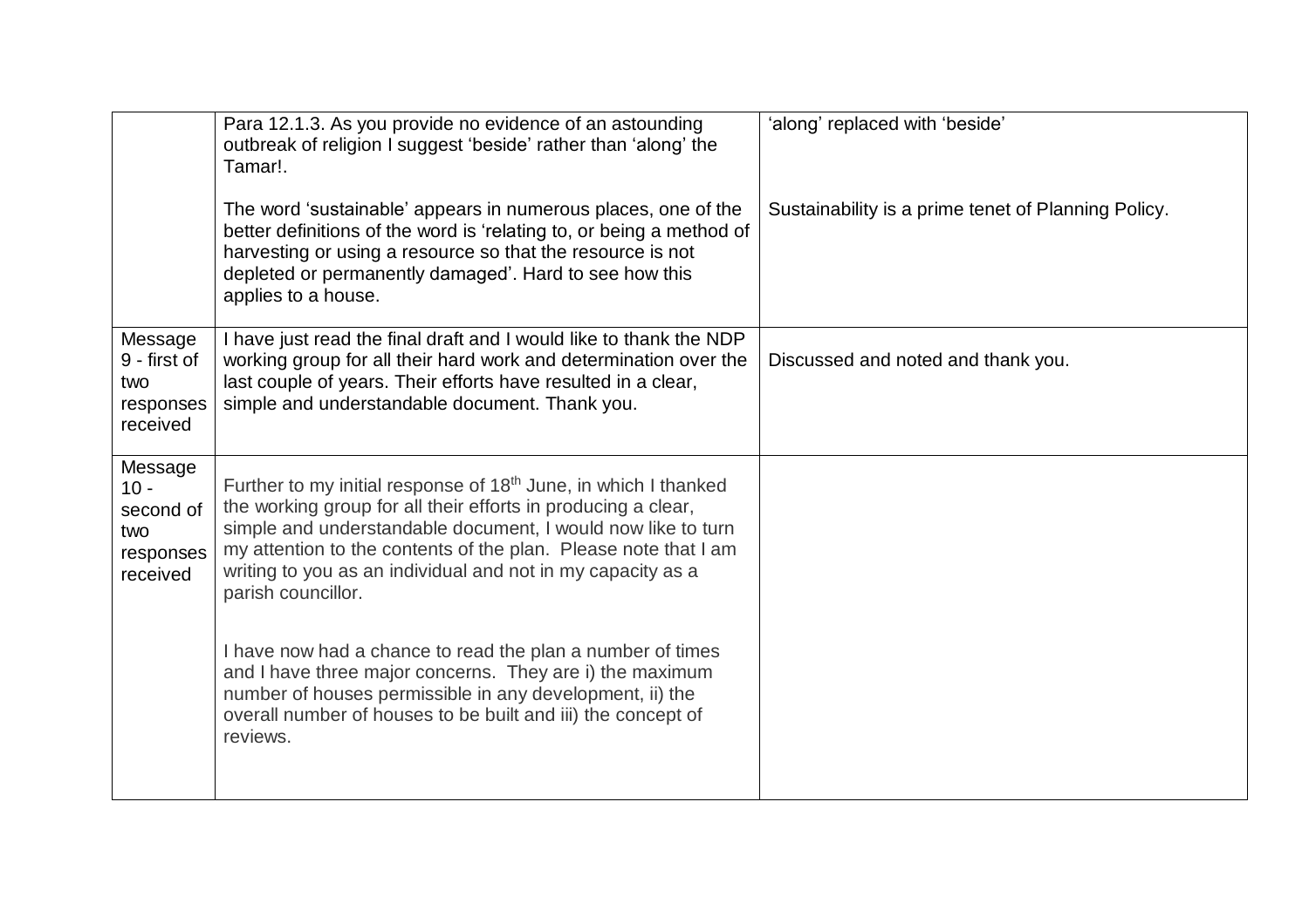| | | |
|---|---|---|
| | Para 12.1.3. As you provide no evidence of an astounding outbreak of religion I suggest 'beside' rather than 'along' the Tamar!.<br><br>The word 'sustainable' appears in numerous places, one of the better definitions of the word is 'relating to, or being a method of harvesting or using a resource so that the resource is not depleted or permanently damaged'. Hard to see how this applies to a house. | 'along' replaced with 'beside'<br><br>Sustainability is a prime tenet of Planning Policy. |
| Message 9 - first of two responses received | I have just read the final draft and I would like to thank the NDP working group for all their hard work and determination over the last couple of years. Their efforts have resulted in a clear, simple and understandable document. Thank you. | Discussed and noted and thank you. |
| Message 10 - second of two responses received | Further to my initial response of 18th June, in which I thanked the working group for all their efforts in producing a clear, simple and understandable document, I would now like to turn my attention to the contents of the plan. Please note that I am writing to you as an individual and not in my capacity as a parish councillor.<br><br>I have now had a chance to read the plan a number of times and I have three major concerns. They are i) the maximum number of houses permissible in any development, ii) the overall number of houses to be built and iii) the concept of reviews. | |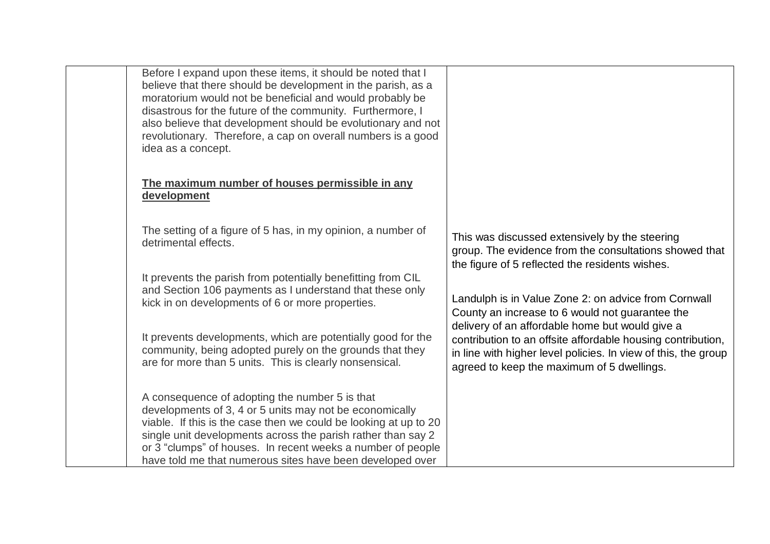| | | |
|---|---|---|
| | Before I expand upon these items, it should be noted that I believe that there should be development in the parish, as a moratorium would not be beneficial and would probably be disastrous for the future of the community. Furthermore, I also believe that development should be evolutionary and not revolutionary. Therefore, a cap on overall numbers is a good idea as a concept.<br><br>**<u>The maximum number of houses permissible in any development</u>**<br><br>The setting of a figure of 5 has, in my opinion, a number of detrimental effects.<br><br>It prevents the parish from potentially benefitting from CIL and Section 106 payments as I understand that these only kick in on developments of 6 or more properties.<br><br>It prevents developments, which are potentially good for the community, being adopted purely on the grounds that they are for more than 5 units. This is clearly nonsensical.<br><br>A consequence of adopting the number 5 is that developments of 3, 4 or 5 units may not be economically viable. If this is the case then we could be looking at up to 20 single unit developments across the parish rather than say 2 or 3 "clumps" of houses. In recent weeks a number of people have told me that numerous sites have been developed over | This was discussed extensively by the steering group. The evidence from the consultations showed that the figure of 5 reflected the residents wishes.<br><br>Landulph is in Value Zone 2: on advice from Cornwall County an increase to 6 would not guarantee the delivery of an affordable home but would give a contribution to an offsite affordable housing contribution, in line with higher level policies. In view of this, the group agreed to keep the maximum of 5 dwellings. |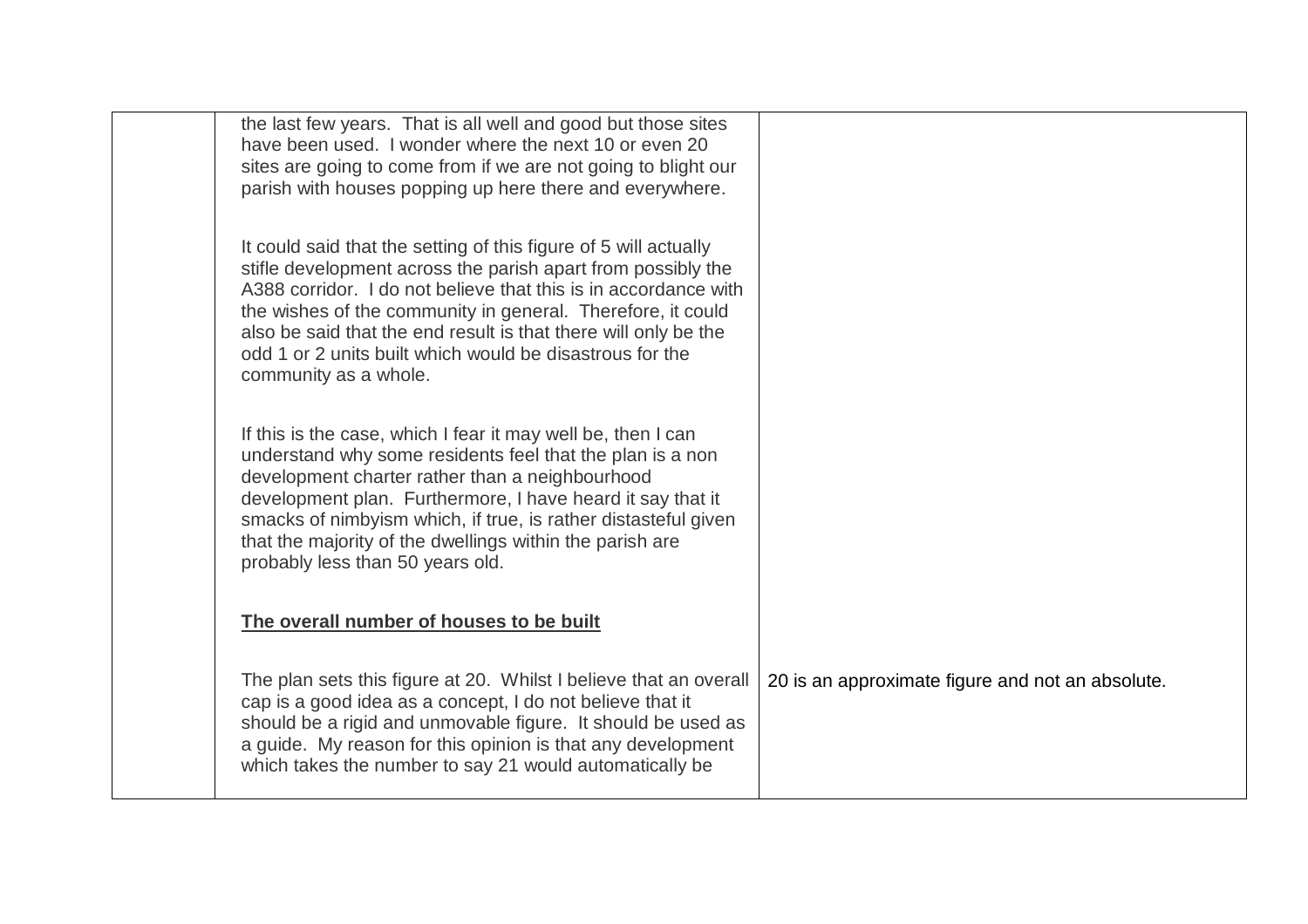| | | |
|---|---|---|
| | the last few years. That is all well and good but those sites have been used. I wonder where the next 10 or even 20 sites are going to come from if we are not going to blight our parish with houses popping up here there and everywhere.<br><br>It could said that the setting of this figure of 5 will actually stifle development across the parish apart from possibly the A388 corridor. I do not believe that this is in accordance with the wishes of the community in general. Therefore, it could also be said that the end result is that there will only be the odd 1 or 2 units built which would be disastrous for the community as a whole.<br><br>If this is the case, which I fear it may well be, then I can understand why some residents feel that the plan is a non development charter rather than a neighbourhood development plan. Furthermore, I have heard it say that it smacks of nimbyism which, if true, is rather distasteful given that the majority of the dwellings within the parish are probably less than 50 years old.<br><br>**The overall number of houses to be built**<br><br>The plan sets this figure at 20. Whilst I believe that an overall cap is a good idea as a concept, I do not believe that it should be a rigid and unmovable figure. It should be used as a guide. My reason for this opinion is that any development which takes the number to say 21 would automatically be | 20 is an approximate figure and not an absolute. |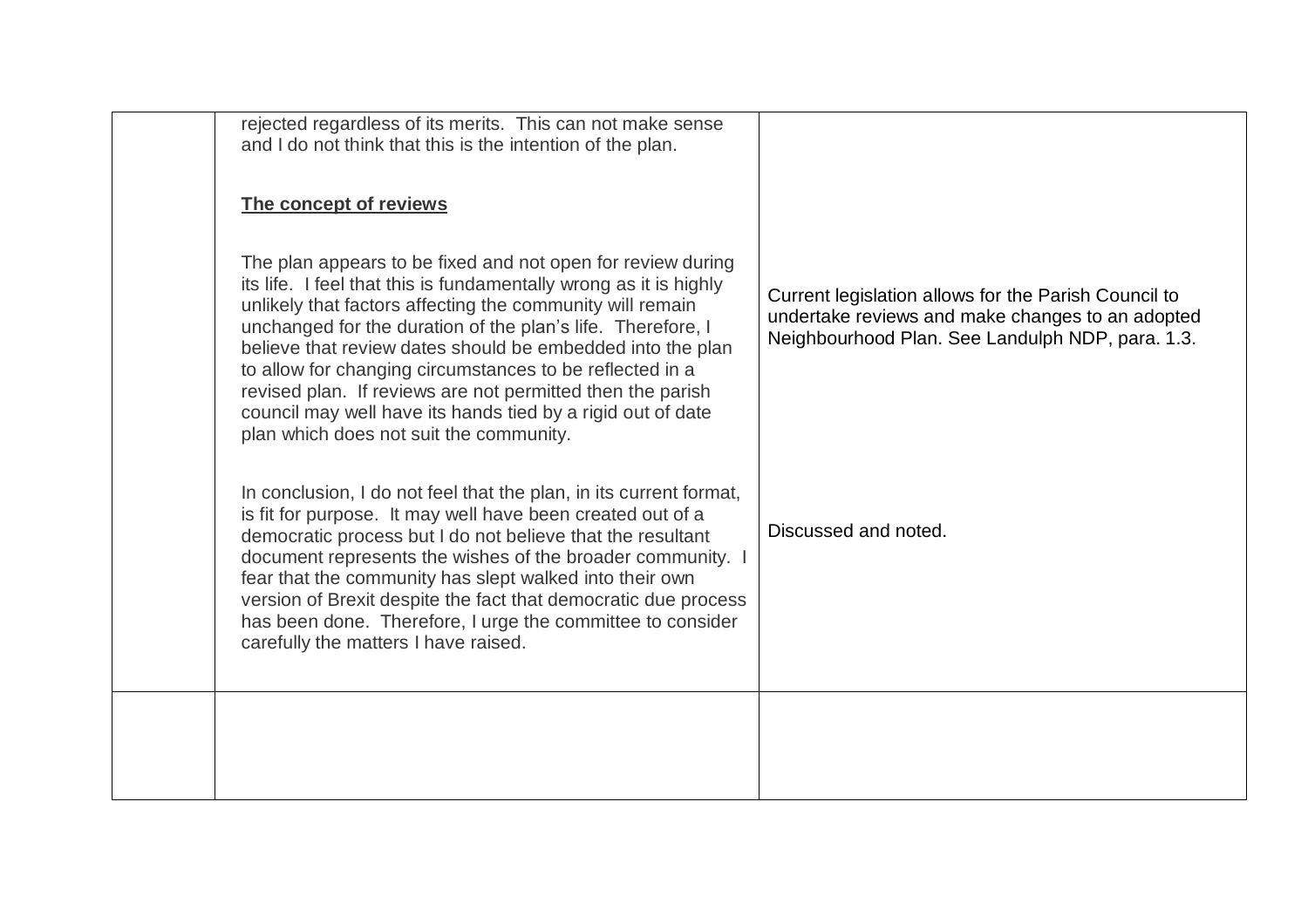| | | |
|---|---|---|
| | rejected regardless of its merits. This can not make sense and I do not think that this is the intention of the plan.<br><br>**The concept of reviews**<br><br>The plan appears to be fixed and not open for review during its life. I feel that this is fundamentally wrong as it is highly unlikely that factors affecting the community will remain unchanged for the duration of the plan's life. Therefore, I believe that review dates should be embedded into the plan to allow for changing circumstances to be reflected in a revised plan. If reviews are not permitted then the parish council may well have its hands tied by a rigid out of date plan which does not suit the community.<br><br>In conclusion, I do not feel that the plan, in its current format, is fit for purpose. It may well have been created out of a democratic process but I do not believe that the resultant document represents the wishes of the broader community. I fear that the community has slept walked into their own version of Brexit despite the fact that democratic due process has been done. Therefore, I urge the committee to consider carefully the matters I have raised. | Current legislation allows for the Parish Council to undertake reviews and make changes to an adopted Neighbourhood Plan. See Landulph NDP, para. 1.3.<br><br>Discussed and noted. |
| | | |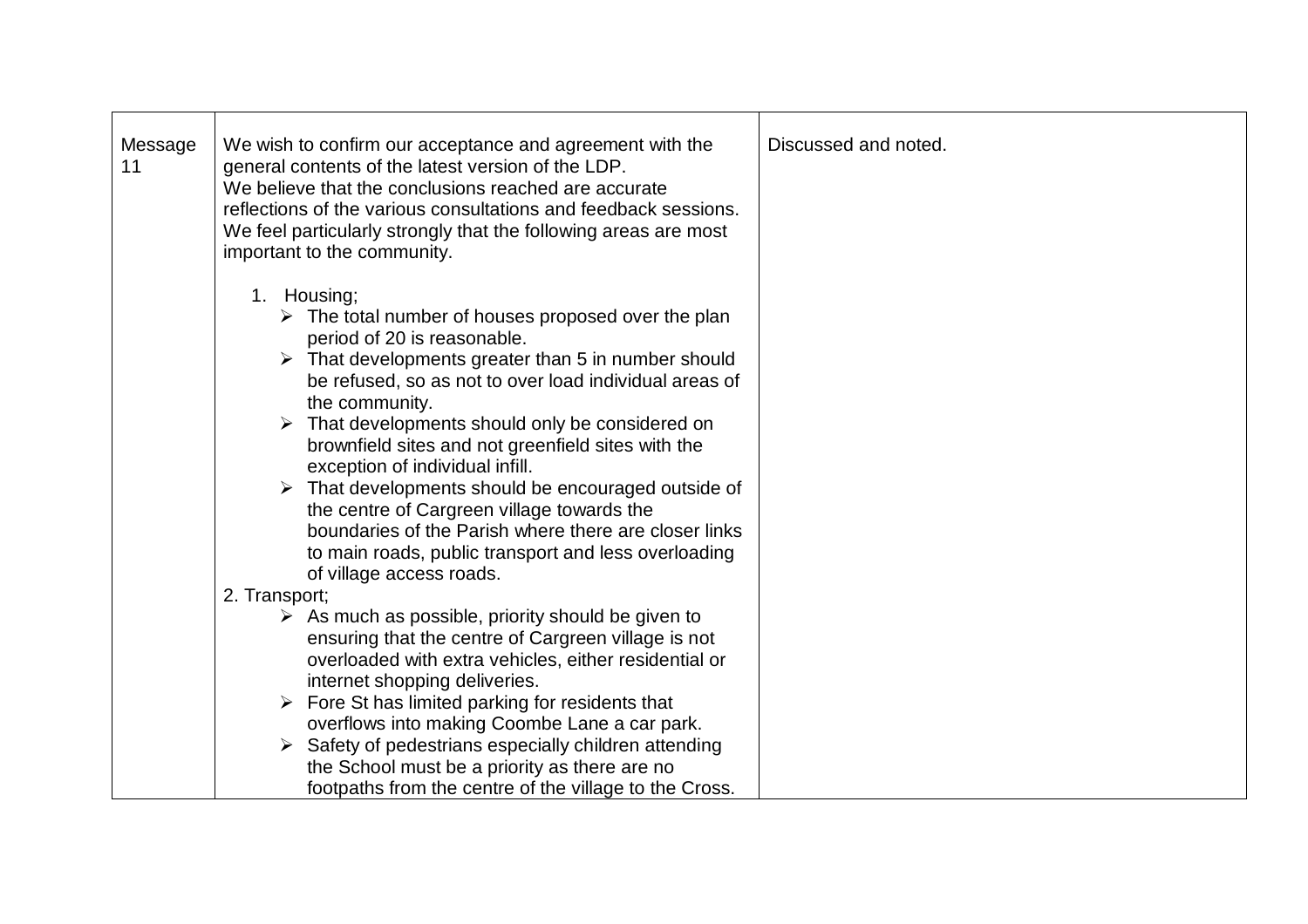| | | |
|---|---|---|
| Message 11 | We wish to confirm our acceptance and agreement with the general contents of the latest version of the LDP.<br>We believe that the conclusions reached are accurate reflections of the various consultations and feedback sessions. We feel particularly strongly that the following areas are most important to the community.<br><br>1. Housing;<br>➢ The total number of houses proposed over the plan period of 20 is reasonable.<br>➢ That developments greater than 5 in number should be refused, so as not to over load individual areas of the community.<br>➢ That developments should only be considered on brownfield sites and not greenfield sites with the exception of individual infill.<br>➢ That developments should be encouraged outside of the centre of Cargreen village towards the boundaries of the Parish where there are closer links to main roads, public transport and less overloading of village access roads.<br>2. Transport;<br>➢ As much as possible, priority should be given to ensuring that the centre of Cargreen village is not overloaded with extra vehicles, either residential or internet shopping deliveries.<br>➢ Fore St has limited parking for residents that overflows into making Coombe Lane a car park.<br>➢ Safety of pedestrians especially children attending the School must be a priority as there are no footpaths from the centre of the village to the Cross. | Discussed and noted. |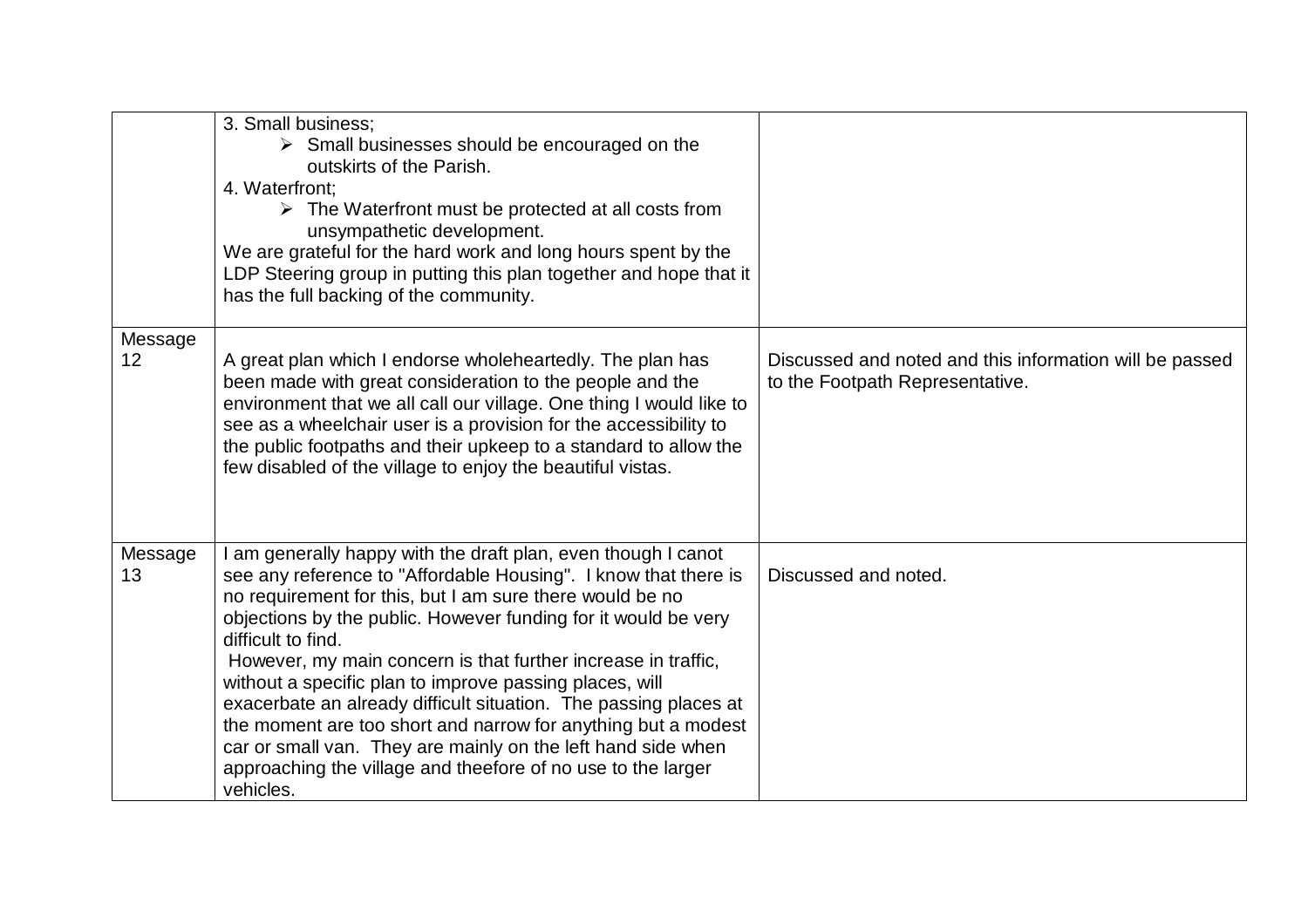| | | |
|---|---|---|
| | 3. Small business;<br>➢ Small businesses should be encouraged on the outskirts of the Parish.<br>4. Waterfront;<br>➢ The Waterfront must be protected at all costs from unsympathetic development.<br>We are grateful for the hard work and long hours spent by the LDP Steering group in putting this plan together and hope that it has the full backing of the community. | |
| Message 12 | A great plan which I endorse wholeheartedly. The plan has been made with great consideration to the people and the environment that we all call our village. One thing I would like to see as a wheelchair user is a provision for the accessibility to the public footpaths and their upkeep to a standard to allow the few disabled of the village to enjoy the beautiful vistas. | Discussed and noted and this information will be passed to the Footpath Representative. |
| Message 13 | I am generally happy with the draft plan, even though I canot see any reference to "Affordable Housing". I know that there is no requirement for this, but I am sure there would be no objections by the public. However funding for it would be very difficult to find.<br>However, my main concern is that further increase in traffic, without a specific plan to improve passing places, will exacerbate an already difficult situation. The passing places at the moment are too short and narrow for anything but a modest car or small van. They are mainly on the left hand side when approaching the village and theefore of no use to the larger vehicles. | Discussed and noted. |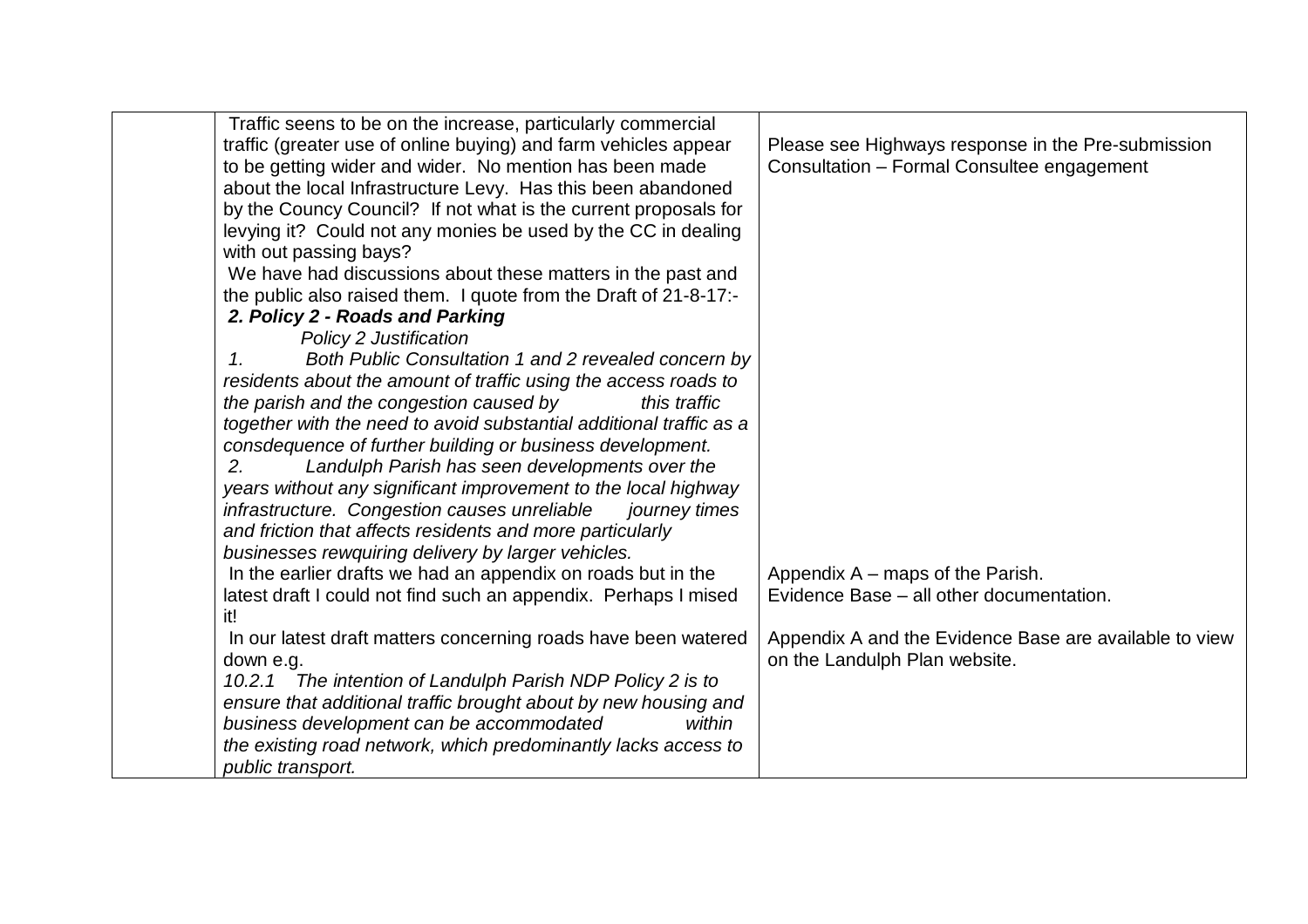|  | Traffic seens to be on the increase, particularly commercial traffic (greater use of online buying) and farm vehicles appear to be getting wider and wider. No mention has been made about the local Infrastructure Levy. Has this been abandoned by the Councy Council? If not what is the current proposals for levying it? Could not any monies be used by the CC in dealing with out passing bays?<br>We have had discussions about these matters in the past and the public also raised them. I quote from the Draft of 21-8-17:-<br>***2. Policy 2 - Roads and Parking***<br>*Policy 2 Justification*<br>*1. Both Public Consultation 1 and 2 revealed concern by residents about the amount of traffic using the access roads to the parish and the congestion caused by this traffic together with the need to avoid substantial additional traffic as a consdequence of further building or business development.*<br>*2. Landulph Parish has seen developments over the years without any significant improvement to the local highway infrastructure. Congestion causes unreliable journey times and friction that affects residents and more particularly businesses rewquiring delivery by larger vehicles.*<br>In the earlier drafts we had an appendix on roads but in the latest draft I could not find such an appendix. Perhaps I mised it!<br>In our latest draft matters concerning roads have been watered down e.g.<br>*10.2.1 The intention of Landulph Parish NDP Policy 2 is to ensure that additional traffic brought about by new housing and business development can be accommodated within the existing road network, which predominantly lacks access to public transport.* | Please see Highways response in the Pre-submission Consultation – Formal Consultee engagement<br><br>Appendix A – maps of the Parish.<br>Evidence Base – all other documentation.<br><br>Appendix A and the Evidence Base are available to view on the Landulph Plan website. |
|---|---|---|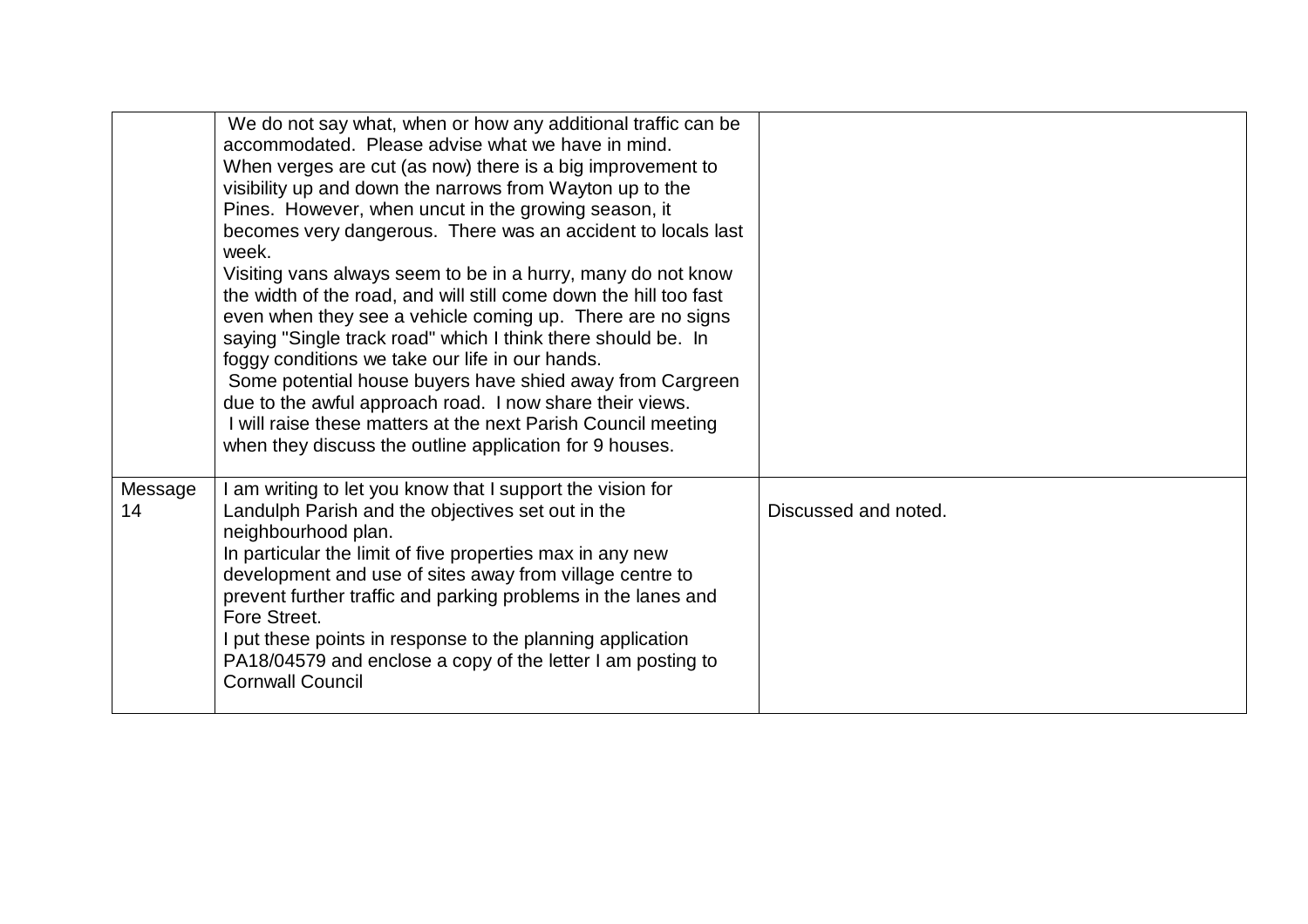| | | |
|---|---|---|
| | We do not say what, when or how any additional traffic can be accommodated. Please advise what we have in mind.<br>When verges are cut (as now) there is a big improvement to visibility up and down the narrows from Wayton up to the Pines. However, when uncut in the growing season, it becomes very dangerous. There was an accident to locals last week.<br>Visiting vans always seem to be in a hurry, many do not know the width of the road, and will still come down the hill too fast even when they see a vehicle coming up. There are no signs saying "Single track road" which I think there should be. In foggy conditions we take our life in our hands.<br>Some potential house buyers have shied away from Cargreen due to the awful approach road. I now share their views.<br>I will raise these matters at the next Parish Council meeting when they discuss the outline application for 9 houses. | |
| Message 14 | I am writing to let you know that I support the vision for Landulph Parish and the objectives set out in the neighbourhood plan.<br>In particular the limit of five properties max in any new development and use of sites away from village centre to prevent further traffic and parking problems in the lanes and Fore Street.<br>I put these points in response to the planning application PA18/04579 and enclose a copy of the letter I am posting to Cornwall Council | Discussed and noted. |